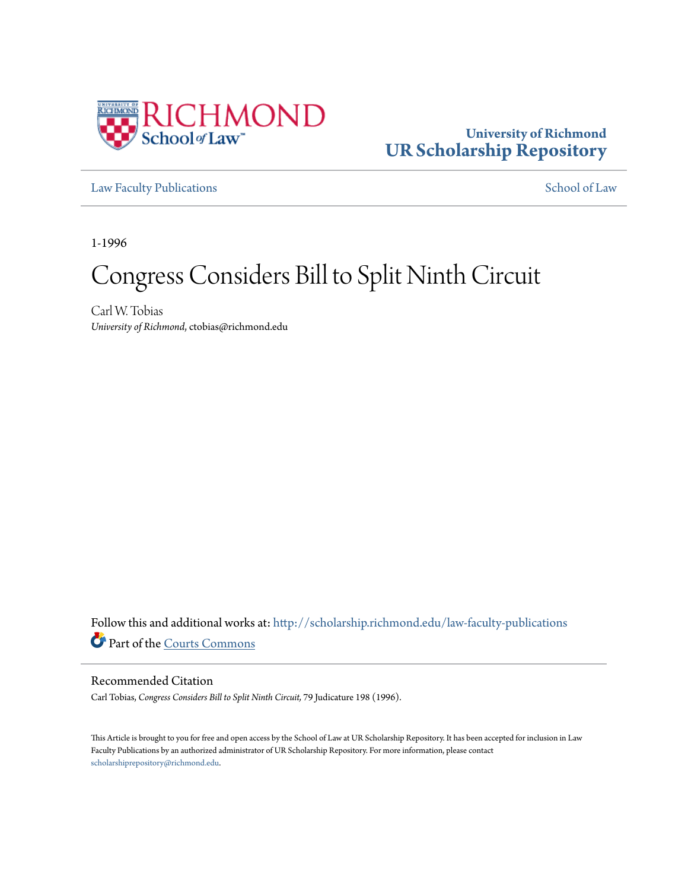University of Richmond
**UR Scholarship Repository**

Law Faculty Publications

School of Law

1-1996

# Congress Considers Bill to Split Ninth Circuit

Carl W. Tobias
*University of Richmond*, ctobias@richmond.edu

Follow this and additional works at: http://scholarship.richmond.edu/law-faculty-publications

Part of the Courts Commons

## Recommended Citation

Carl Tobias, *Congress Considers Bill to Split Ninth Circuit,* 79 Judicature 198 (1996).

This Article is brought to you for free and open access by the School of Law at UR Scholarship Repository. It has been accepted for inclusion in Law Faculty Publications by an authorized administrator of UR Scholarship Repository. For more information, please contact scholarshiprepository@richmond.edu.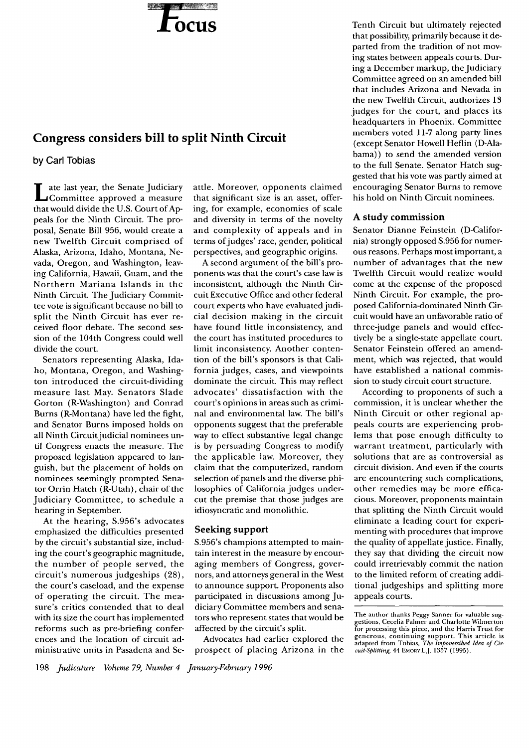# Focus

## Congress considers bill to split Ninth Circuit

by Carl Tobias

Late last year, the Senate Judiciary Committee approved a measure that would divide the U.S. Court of Appeals for the Ninth Circuit. The proposal, Senate Bill 956, would create a new Twelfth Circuit comprised of Alaska, Arizona, Idaho, Montana, Nevada, Oregon, and Washington, leaving California, Hawaii, Guam, and the Northern Mariana Islands in the Ninth Circuit. The Judiciary Committee vote is significant because no bill to split the Ninth Circuit has ever received floor debate. The second session of the 104th Congress could well divide the court.

Senators representing Alaska, Idaho, Montana, Oregon, and Washington introduced the circuit-dividing measure last May. Senators Slade Gorton (R-Washington) and Conrad Burns (R-Montana) have led the fight, and Senator Burns imposed holds on all Ninth Circuit judicial nominees until Congress enacts the measure. The proposed legislation appeared to languish, but the placement of holds on nominees seemingly prompted Senator Orrin Hatch (R-Utah), chair of the Judiciary Committee, to schedule a hearing in September.

At the hearing, S.956's advocates emphasized the difficulties presented by the circuit's substantial size, including the court's geographic magnitude, the number of people served, the circuit's numerous judgeships (28), the court's caseload, and the expense of operating the circuit. The measure's critics contended that to deal with its size the court has implemented reforms such as pre-briefing conferences and the location of circuit administrative units in Pasadena and Seattle. Moreover, opponents claimed that significant size is an asset, offering, for example, economies of scale and diversity in terms of the novelty and complexity of appeals and in terms of judges' race, gender, political perspectives, and geographic origins.

A second argument of the bill's proponents was that the court's case law is inconsistent, although the Ninth Circuit Executive Office and other federal court experts who have evaluated judicial decision making in the circuit have found little inconsistency, and the court has instituted procedures to limit inconsistency. Another contention of the bill's sponsors is that California judges, cases, and viewpoints dominate the circuit. This may reflect advocates' dissatisfaction with the court's opinions in areas such as criminal and environmental law. The bill's opponents suggest that the preferable way to effect substantive legal change is by persuading Congress to modify the applicable law. Moreover, they claim that the computerized, random selection of panels and the diverse philosophies of California judges undercut the premise that those judges are idiosyncratic and monolithic.

### Seeking support

S.956's champions attempted to maintain interest in the measure by encouraging members of Congress, governors, and attorneys general in the West to announce support. Proponents also participated in discussions among Judiciary Committee members and senators who represent states that would be affected by the circuit's split.

Advocates had earlier explored the prospect of placing Arizona in the Tenth Circuit but ultimately rejected that possibility, primarily because it departed from the tradition of not moving states between appeals courts. During a December markup, the Judiciary Committee agreed on an amended bill that includes Arizona and Nevada in the new Twelfth Circuit, authorizes 13 judges for the court, and places its headquarters in Phoenix. Committee members voted 11-7 along party lines (except Senator Howell Heflin (D-Alabama)) to send the amended version to the full Senate. Senator Hatch suggested that his vote was partly aimed at encouraging Senator Burns to remove his hold on Ninth Circuit nominees.

### A study commission

Senator Dianne Feinstein (D-California) strongly opposed S.956 for numerous reasons. Perhaps most important, a number of advantages that the new Twelfth Circuit would realize would come at the expense of the proposed Ninth Circuit. For example, the proposed California-dominated Ninth Circuit would have an unfavorable ratio of three-judge panels and would effectively be a single-state appellate court. Senator Feinstein offered an amendment, which was rejected, that would have established a national commission to study circuit court structure.

According to proponents of such a commission, it is unclear whether the Ninth Circuit or other regional appeals courts are experiencing problems that pose enough difficulty to warrant treatment, particularly with solutions that are as controversial as circuit division. And even if the courts are encountering such complications, other remedies may be more efficacious. Moreover, proponents maintain that splitting the Ninth Circuit would eliminate a leading court for experimenting with procedures that improve the quality of appellate justice. Finally, they say that dividing the circuit now could irretrievably commit the nation to the limited reform of creating additional judgeships and splitting more appeals courts.

---

The author thanks Peggy Sanner for valuable suggestions, Cecelia Palmer and Charlotte Wilmerton for processing this piece, and the Harris Trust for generous, continuing support. This article is adapted from Tobias, *The Impoverished Idea of Circuit-Splitting*, 44 EMORY L.J. 1357 (1995).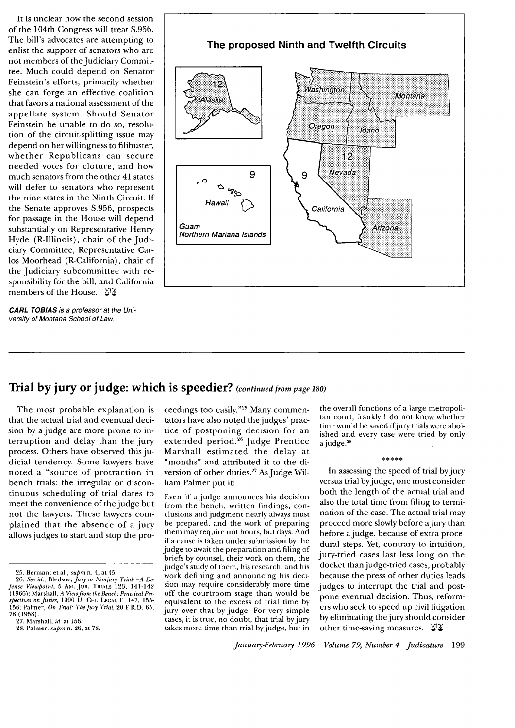It is unclear how the second session of the 104th Congress will treat S.956. The bill's advocates are attempting to enlist the support of senators who are not members of the Judiciary Committee. Much could depend on Senator Feinstein's efforts, primarily whether she can forge an effective coalition that favors a national assessment of the appellate system. Should Senator Feinstein be unable to do so, resolution of the circuit-splitting issue may depend on her willingness to filibuster, whether Republicans can secure needed votes for cloture, and how much senators from the other 41 states will defer to senators who represent the nine states in the Ninth Circuit. If the Senate approves S.956, prospects for passage in the House will depend substantially on Representative Henry Hyde (R-Illinois), chair of the Judiciary Committee, Representative Carlos Moorhead (R-California), chair of the Judiciary subcommittee with responsibility for the bill, and California members of the House.

**CARL TOBIAS** *is a professor at the University of Montana School of Law.*

**The proposed Ninth and Twelfth Circuits**

12
Alaska
9
Hawaii
Guam
Northern Mariana Islands
Washington
Montana
Oregon
Idaho
12
Nevada
9
California
Arizona

## Trial by jury or judge: which is speedier? *(continued from page 180)*

The most probable explanation is that the actual trial and eventual decision by a judge are more prone to interruption and delay than the jury process. Others have observed this judicial tendency. Some lawyers have noted a "source of protraction in bench trials: the irregular or discontinuous scheduling of trial dates to meet the convenience of the judge but not the lawyers. These lawyers complained that the absence of a jury allows judges to start and stop the proceedings too easily."[25] Many commentators have also noted the judges' practice of postponing decision for an extended period.[26] Judge Prentice Marshall estimated the delay at "months" and attributed it to the diversion of other duties.[27] As Judge William Palmer put it:

> Even if a judge announces his decision from the bench, written findings, conclusions and judgment nearly always must be prepared, and the work of preparing them may require not hours, but days. And if a cause is taken under submission by the judge to await the preparation and filing of briefs by counsel, their work on them, the judge's study of them, his research, and his work defining and announcing his decision may require considerably more time off the courtroom stage than would be equivalent to the excess of trial time by jury over that by judge. For very simple cases, it is true, no doubt, that trial by jury takes more time than trial by judge, but in the overall functions of a large metropolitan court, frankly I do not know whether time would be saved if jury trials were abolished and every case were tried by only a judge.[28]

\*\*\*\*\*

In assessing the speed of trial by jury versus trial by judge, one must consider both the length of the actual trial and also the total time from filing to termination of the case. The actual trial may proceed more slowly before a jury than before a judge, because of extra procedural steps. Yet, contrary to intuition, jury-tried cases last less long on the docket than judge-tried cases, probably because the press of other duties leads judges to interrupt the trial and postpone eventual decision. Thus, reformers who seek to speed up civil litigation by eliminating the jury should consider other time-saving measures.

---

25. Bermant et al., *supra* n. 4, at 45.

26. *See id.*; Bledsoe, *Jury or Nonjury Trial—A Defense Viewpoint*, 5 AM. JUR. TRIALS 123, 141-142 (1966); Marshall, *A View from the Bench: Practical Perspectives on Juries*, 1990 U. CHI. LEGAL F. 147, 155-156; Palmer, *On Trial: The Jury Trial*, 20 F.R.D. 65, 78 (1958).

27. Marshall, *id.* at 156.

28. Palmer, *supra* n. 26, at 78.